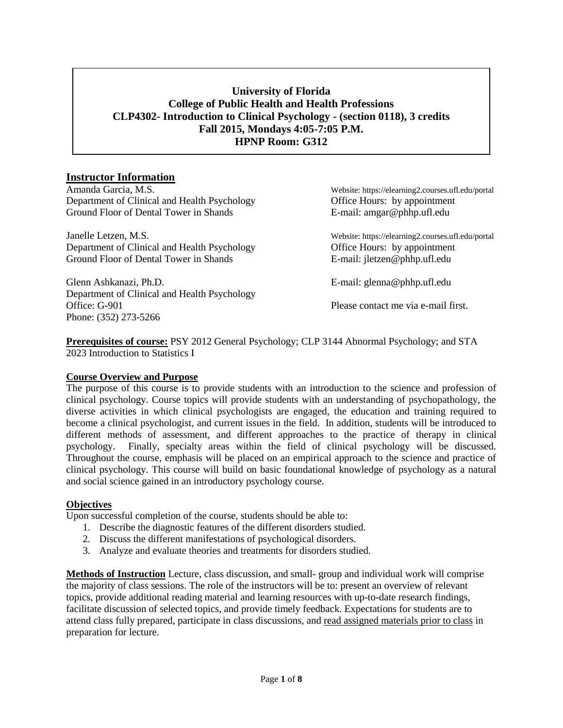**University of Florida**
**College of Public Health and Health Professions**
**CLP4302- Introduction to Clinical Psychology - (section 0118), 3 credits**
**Fall 2015, Mondays 4:05-7:05 P.M.**
**HPNP Room: G312**

## Instructor Information

Amanda Garcia, M.S.
Department of Clinical and Health Psychology
Ground Floor of Dental Tower in Shands
Website: https://elearning2.courses.ufl.edu/portal
Office Hours: by appointment
E-mail: amgar@phhp.ufl.edu

Janelle Letzen, M.S.
Department of Clinical and Health Psychology
Ground Floor of Dental Tower in Shands
Website: https://elearning2.courses.ufl.edu/portal
Office Hours: by appointment
E-mail: jletzen@phhp.ufl.edu

Glenn Ashkanazi, Ph.D.
Department of Clinical and Health Psychology
Office: G-901
Phone: (352) 273-5266
E-mail: glenna@phhp.ufl.edu
Please contact me via e-mail first.

**Prerequisites of course:** PSY 2012 General Psychology; CLP 3144 Abnormal Psychology; and STA 2023 Introduction to Statistics I

**Course Overview and Purpose**

The purpose of this course is to provide students with an introduction to the science and profession of clinical psychology. Course topics will provide students with an understanding of psychopathology, the diverse activities in which clinical psychologists are engaged, the education and training required to become a clinical psychologist, and current issues in the field. In addition, students will be introduced to different methods of assessment, and different approaches to the practice of therapy in clinical psychology. Finally, specialty areas within the field of clinical psychology will be discussed. Throughout the course, emphasis will be placed on an empirical approach to the science and practice of clinical psychology. This course will build on basic foundational knowledge of psychology as a natural and social science gained in an introductory psychology course.

**Objectives**

Upon successful completion of the course, students should be able to:

1. Describe the diagnostic features of the different disorders studied.
2. Discuss the different manifestations of psychological disorders.
3. Analyze and evaluate theories and treatments for disorders studied.

**Methods of Instruction** Lecture, class discussion, and small- group and individual work will comprise the majority of class sessions. The role of the instructors will be to: present an overview of relevant topics, provide additional reading material and learning resources with up-to-date research findings, facilitate discussion of selected topics, and provide timely feedback. Expectations for students are to attend class fully prepared, participate in class discussions, and read assigned materials prior to class in preparation for lecture.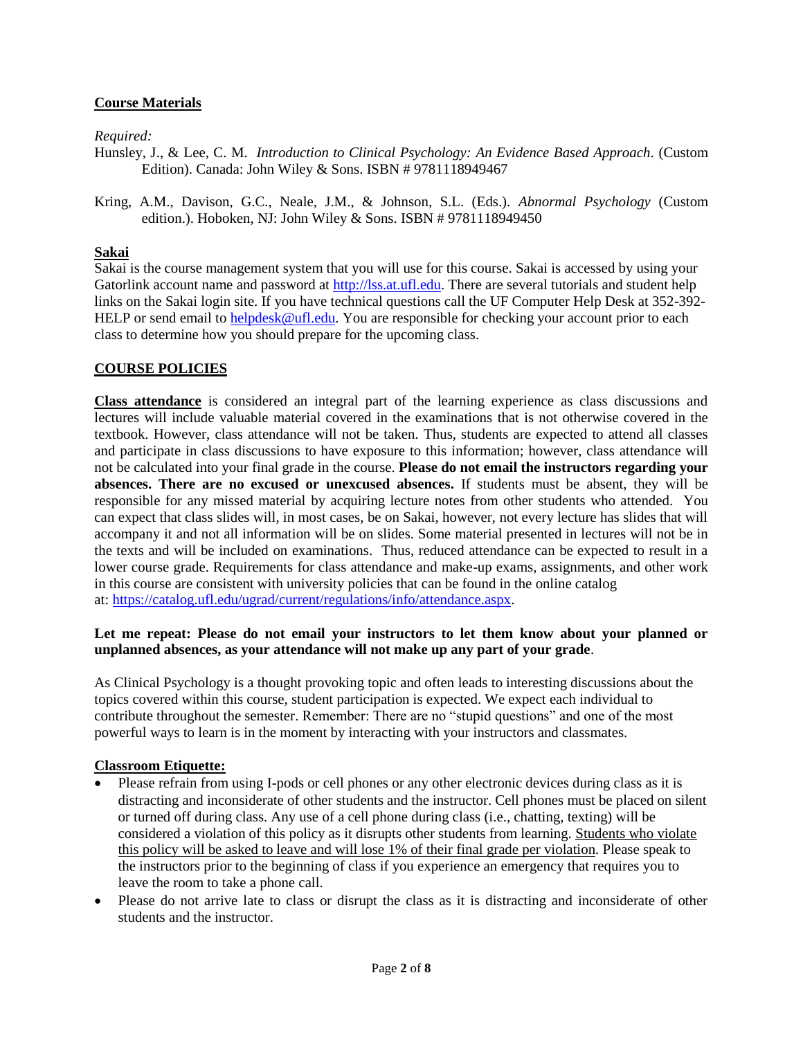**Course Materials**

*Required:*

Hunsley, J., & Lee, C. M. *Introduction to Clinical Psychology: An Evidence Based Approach*. (Custom Edition). Canada: John Wiley & Sons. ISBN # 9781118949467

Kring, A.M., Davison, G.C., Neale, J.M., & Johnson, S.L. (Eds.). *Abnormal Psychology* (Custom edition.). Hoboken, NJ: John Wiley & Sons. ISBN # 9781118949450

**Sakai**

Sakai is the course management system that you will use for this course. Sakai is accessed by using your Gatorlink account name and password at http://lss.at.ufl.edu. There are several tutorials and student help links on the Sakai login site. If you have technical questions call the UF Computer Help Desk at 352-392-HELP or send email to helpdesk@ufl.edu. You are responsible for checking your account prior to each class to determine how you should prepare for the upcoming class.

**COURSE POLICIES**

**Class attendance** is considered an integral part of the learning experience as class discussions and lectures will include valuable material covered in the examinations that is not otherwise covered in the textbook. However, class attendance will not be taken. Thus, students are expected to attend all classes and participate in class discussions to have exposure to this information; however, class attendance will not be calculated into your final grade in the course. **Please do not email the instructors regarding your absences. There are no excused or unexcused absences.** If students must be absent, they will be responsible for any missed material by acquiring lecture notes from other students who attended. You can expect that class slides will, in most cases, be on Sakai, however, not every lecture has slides that will accompany it and not all information will be on slides. Some material presented in lectures will not be in the texts and will be included on examinations. Thus, reduced attendance can be expected to result in a lower course grade. Requirements for class attendance and make-up exams, assignments, and other work in this course are consistent with university policies that can be found in the online catalog at: https://catalog.ufl.edu/ugrad/current/regulations/info/attendance.aspx.

**Let me repeat: Please do not email your instructors to let them know about your planned or unplanned absences, as your attendance will not make up any part of your grade**.

As Clinical Psychology is a thought provoking topic and often leads to interesting discussions about the topics covered within this course, student participation is expected. We expect each individual to contribute throughout the semester. Remember: There are no "stupid questions" and one of the most powerful ways to learn is in the moment by interacting with your instructors and classmates.

**Classroom Etiquette:**

- Please refrain from using I-pods or cell phones or any other electronic devices during class as it is distracting and inconsiderate of other students and the instructor. Cell phones must be placed on silent or turned off during class. Any use of a cell phone during class (i.e., chatting, texting) will be considered a violation of this policy as it disrupts other students from learning. Students who violate this policy will be asked to leave and will lose 1% of their final grade per violation. Please speak to the instructors prior to the beginning of class if you experience an emergency that requires you to leave the room to take a phone call.
- Please do not arrive late to class or disrupt the class as it is distracting and inconsiderate of other students and the instructor.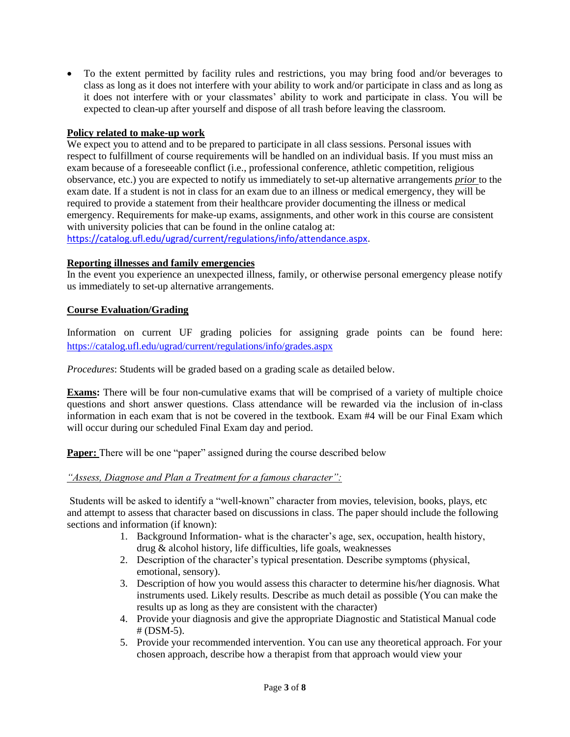- To the extent permitted by facility rules and restrictions, you may bring food and/or beverages to class as long as it does not interfere with your ability to work and/or participate in class and as long as it does not interfere with or your classmates' ability to work and participate in class. You will be expected to clean-up after yourself and dispose of all trash before leaving the classroom.

**Policy related to make-up work**

We expect you to attend and to be prepared to participate in all class sessions. Personal issues with respect to fulfillment of course requirements will be handled on an individual basis. If you must miss an exam because of a foreseeable conflict (i.e., professional conference, athletic competition, religious observance, etc.) you are expected to notify us immediately to set-up alternative arrangements ***prior*** to the exam date. If a student is not in class for an exam due to an illness or medical emergency, they will be required to provide a statement from their healthcare provider documenting the illness or medical emergency. Requirements for make-up exams, assignments, and other work in this course are consistent with university policies that can be found in the online catalog at: https://catalog.ufl.edu/ugrad/current/regulations/info/attendance.aspx.

**Reporting illnesses and family emergencies**

In the event you experience an unexpected illness, family, or otherwise personal emergency please notify us immediately to set-up alternative arrangements.

**Course Evaluation/Grading**

Information on current UF grading policies for assigning grade points can be found here: https://catalog.ufl.edu/ugrad/current/regulations/info/grades.aspx

*Procedures*: Students will be graded based on a grading scale as detailed below.

**Exams:** There will be four non-cumulative exams that will be comprised of a variety of multiple choice questions and short answer questions. Class attendance will be rewarded via the inclusion of in-class information in each exam that is not be covered in the textbook. Exam #4 will be our Final Exam which will occur during our scheduled Final Exam day and period.

**Paper:** There will be one "paper" assigned during the course described below

*"Assess, Diagnose and Plan a Treatment for a famous character":*

Students will be asked to identify a "well-known" character from movies, television, books, plays, etc and attempt to assess that character based on discussions in class. The paper should include the following sections and information (if known):

1. Background Information- what is the character's age, sex, occupation, health history, drug & alcohol history, life difficulties, life goals, weaknesses
2. Description of the character's typical presentation. Describe symptoms (physical, emotional, sensory).
3. Description of how you would assess this character to determine his/her diagnosis. What instruments used. Likely results. Describe as much detail as possible (You can make the results up as long as they are consistent with the character)
4. Provide your diagnosis and give the appropriate Diagnostic and Statistical Manual code # (DSM-5).
5. Provide your recommended intervention. You can use any theoretical approach. For your chosen approach, describe how a therapist from that approach would view your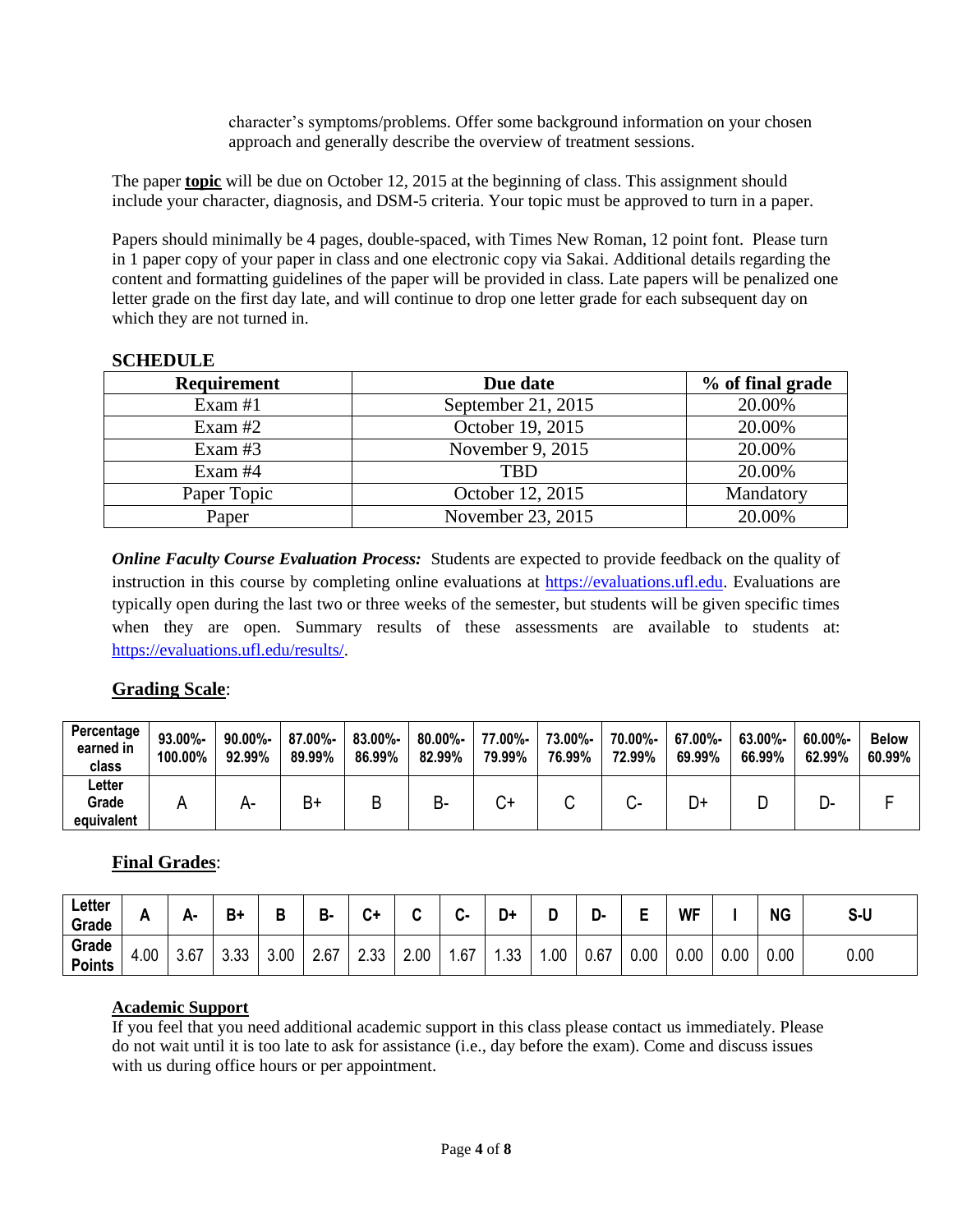character's symptoms/problems. Offer some background information on your chosen approach and generally describe the overview of treatment sessions.

The paper **topic** will be due on October 12, 2015 at the beginning of class. This assignment should include your character, diagnosis, and DSM-5 criteria. Your topic must be approved to turn in a paper.

Papers should minimally be 4 pages, double-spaced, with Times New Roman, 12 point font. Please turn in 1 paper copy of your paper in class and one electronic copy via Sakai. Additional details regarding the content and formatting guidelines of the paper will be provided in class. Late papers will be penalized one letter grade on the first day late, and will continue to drop one letter grade for each subsequent day on which they are not turned in.

**SCHEDULE**

| Requirement | Due date | % of final grade |
|---|---|---|
| Exam #1 | September 21, 2015 | 20.00% |
| Exam #2 | October 19, 2015 | 20.00% |
| Exam #3 | November 9, 2015 | 20.00% |
| Exam #4 | TBD | 20.00% |
| Paper Topic | October 12, 2015 | Mandatory |
| Paper | November 23, 2015 | 20.00% |

***Online Faculty Course Evaluation Process:*** Students are expected to provide feedback on the quality of instruction in this course by completing online evaluations at https://evaluations.ufl.edu. Evaluations are typically open during the last two or three weeks of the semester, but students will be given specific times when they are open. Summary results of these assessments are available to students at: https://evaluations.ufl.edu/results/.

**Grading Scale**:

| Percentage earned in class | 93.00%-100.00% | 90.00%-92.99% | 87.00%-89.99% | 83.00%-86.99% | 80.00%-82.99% | 77.00%-79.99% | 73.00%-76.99% | 70.00%-72.99% | 67.00%-69.99% | 63.00%-66.99% | 60.00%-62.99% | Below 60.99% |
|---|---|---|---|---|---|---|---|---|---|---|---|---|
| Letter Grade equivalent | A | A- | B+ | B | B- | C+ | C | C- | D+ | D | D- | F |

**Final Grades**:

| Letter Grade | A | A- | B+ | B | B- | C+ | C | C- | D+ | D | D- | E | WF | I | NG | S-U |
|---|---|---|---|---|---|---|---|---|---|---|---|---|---|---|---|---|
| Grade Points | 4.00 | 3.67 | 3.33 | 3.00 | 2.67 | 2.33 | 2.00 | 1.67 | 1.33 | 1.00 | 0.67 | 0.00 | 0.00 | 0.00 | 0.00 | 0.00 |

**Academic Support**

If you feel that you need additional academic support in this class please contact us immediately. Please do not wait until it is too late to ask for assistance (i.e., day before the exam). Come and discuss issues with us during office hours or per appointment.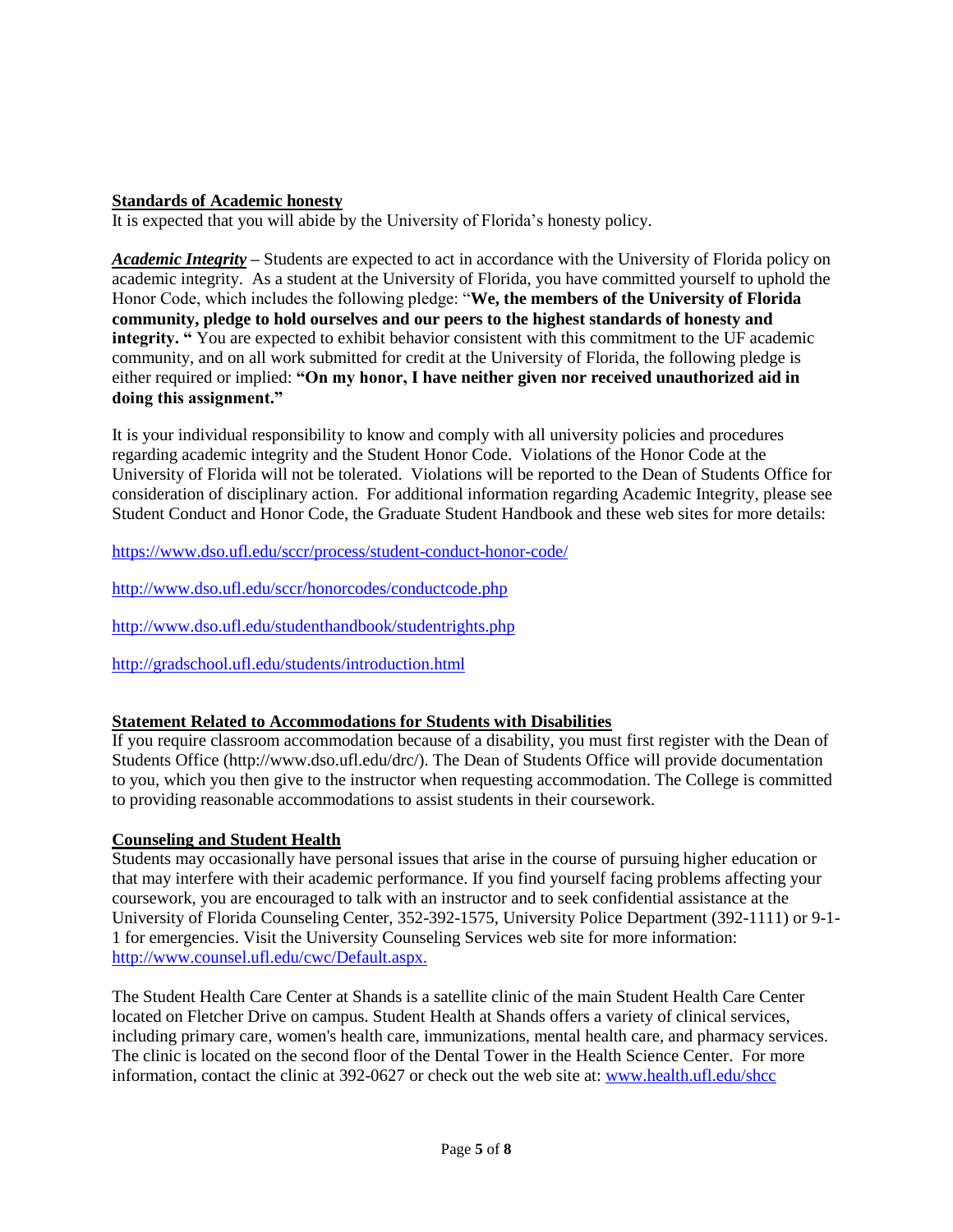**Standards of Academic honesty**

It is expected that you will abide by the University of Florida's honesty policy.

***Academic Integrity*** – Students are expected to act in accordance with the University of Florida policy on academic integrity. As a student at the University of Florida, you have committed yourself to uphold the Honor Code, which includes the following pledge: "**We, the members of the University of Florida community, pledge to hold ourselves and our peers to the highest standards of honesty and integrity.** " You are expected to exhibit behavior consistent with this commitment to the UF academic community, and on all work submitted for credit at the University of Florida, the following pledge is either required or implied: **"On my honor, I have neither given nor received unauthorized aid in doing this assignment."**

It is your individual responsibility to know and comply with all university policies and procedures regarding academic integrity and the Student Honor Code. Violations of the Honor Code at the University of Florida will not be tolerated. Violations will be reported to the Dean of Students Office for consideration of disciplinary action. For additional information regarding Academic Integrity, please see Student Conduct and Honor Code, the Graduate Student Handbook and these web sites for more details:

https://www.dso.ufl.edu/sccr/process/student-conduct-honor-code/

http://www.dso.ufl.edu/sccr/honorcodes/conductcode.php

http://www.dso.ufl.edu/studenthandbook/studentrights.php

http://gradschool.ufl.edu/students/introduction.html

**Statement Related to Accommodations for Students with Disabilities**

If you require classroom accommodation because of a disability, you must first register with the Dean of Students Office (http://www.dso.ufl.edu/drc/). The Dean of Students Office will provide documentation to you, which you then give to the instructor when requesting accommodation. The College is committed to providing reasonable accommodations to assist students in their coursework.

**Counseling and Student Health**

Students may occasionally have personal issues that arise in the course of pursuing higher education or that may interfere with their academic performance. If you find yourself facing problems affecting your coursework, you are encouraged to talk with an instructor and to seek confidential assistance at the University of Florida Counseling Center, 352-392-1575, University Police Department (392-1111) or 9-1-1 for emergencies. Visit the University Counseling Services web site for more information: http://www.counsel.ufl.edu/cwc/Default.aspx.

The Student Health Care Center at Shands is a satellite clinic of the main Student Health Care Center located on Fletcher Drive on campus. Student Health at Shands offers a variety of clinical services, including primary care, women's health care, immunizations, mental health care, and pharmacy services. The clinic is located on the second floor of the Dental Tower in the Health Science Center. For more information, contact the clinic at 392-0627 or check out the web site at: www.health.ufl.edu/shcc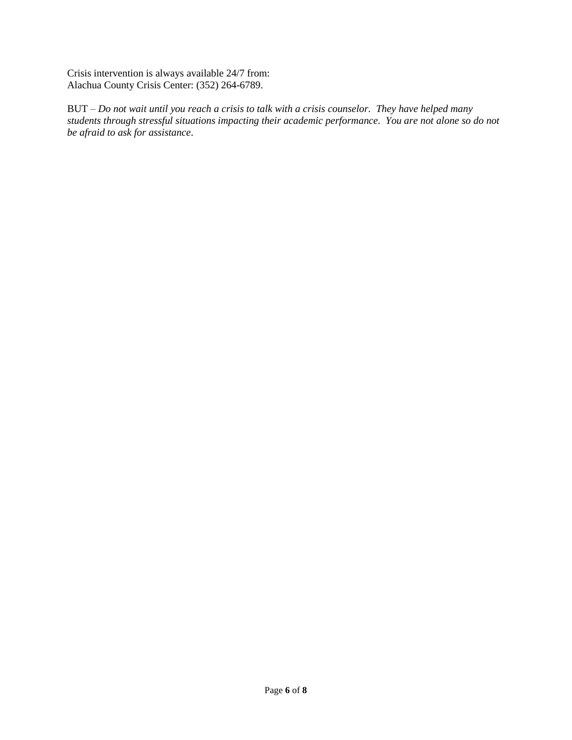Crisis intervention is always available 24/7 from:
Alachua County Crisis Center: (352) 264-6789.

BUT – *Do not wait until you reach a crisis to talk with a crisis counselor. They have helped many students through stressful situations impacting their academic performance. You are not alone so do not be afraid to ask for assistance*.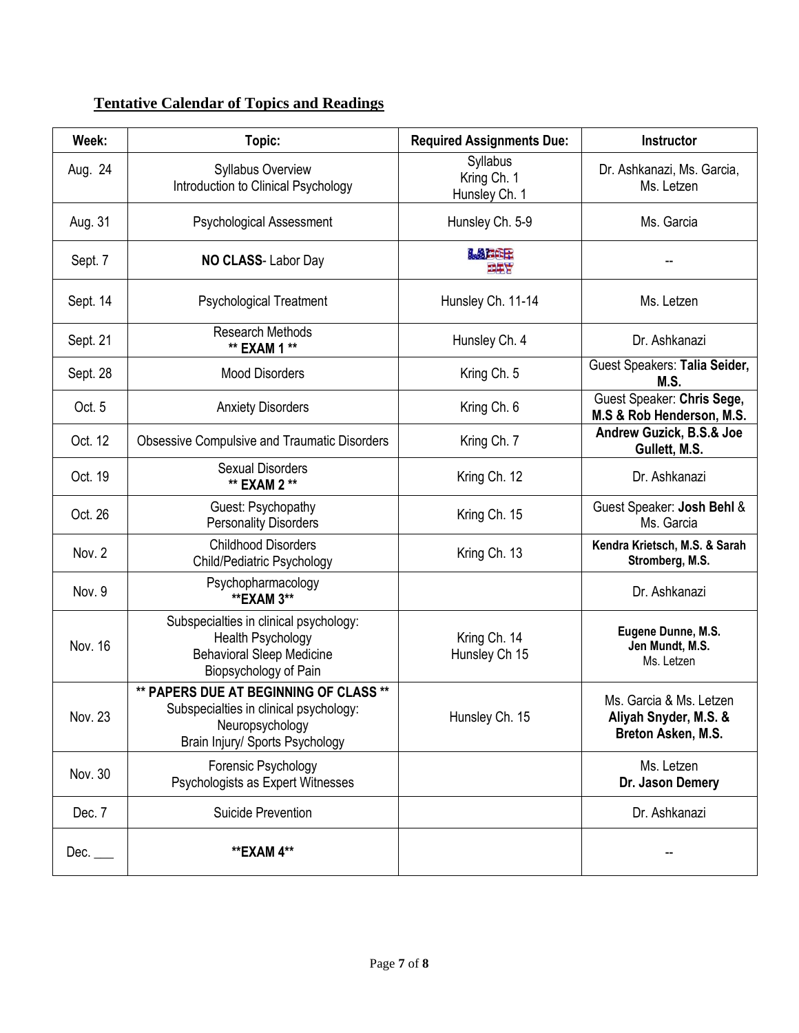## Tentative Calendar of Topics and Readings

| Week: | Topic: | Required Assignments Due: | Instructor |
|---|---|---|---|
| Aug. 24 | Syllabus Overview<br>Introduction to Clinical Psychology | Syllabus<br>Kring Ch. 1<br>Hunsley Ch. 1 | Dr. Ashkanazi, Ms. Garcia, Ms. Letzen |
| Aug. 31 | Psychological Assessment | Hunsley Ch. 5-9 | Ms. Garcia |
| Sept. 7 | **NO CLASS**- Labor Day | LABOR DAY | -- |
| Sept. 14 | Psychological Treatment | Hunsley Ch. 11-14 | Ms. Letzen |
| Sept. 21 | Research Methods<br>** **EXAM 1** ** | Hunsley Ch. 4 | Dr. Ashkanazi |
| Sept. 28 | Mood Disorders | Kring Ch. 5 | Guest Speakers: **Talia Seider, M.S.** |
| Oct. 5 | Anxiety Disorders | Kring Ch. 6 | Guest Speaker: **Chris Sege, M.S & Rob Henderson, M.S.** |
| Oct. 12 | Obsessive Compulsive and Traumatic Disorders | Kring Ch. 7 | **Andrew Guzick, B.S.& Joe Gullett, M.S.** |
| Oct. 19 | Sexual Disorders<br>** **EXAM 2** ** | Kring Ch. 12 | Dr. Ashkanazi |
| Oct. 26 | Guest: Psychopathy<br>Personality Disorders | Kring Ch. 15 | Guest Speaker: **Josh Behl** & Ms. Garcia |
| Nov. 2 | Childhood Disorders<br>Child/Pediatric Psychology | Kring Ch. 13 | **Kendra Krietsch, M.S. & Sarah Stromberg, M.S.** |
| Nov. 9 | Psychopharmacology<br>****EXAM 3**** | | Dr. Ashkanazi |
| Nov. 16 | Subspecialties in clinical psychology:<br>Health Psychology<br>Behavioral Sleep Medicine<br>Biopsychology of Pain | Kring Ch. 14<br>Hunsley Ch 15 | **Eugene Dunne, M.S.**<br>**Jen Mundt, M.S.**<br>Ms. Letzen |
| Nov. 23 | ** **PAPERS DUE AT BEGINNING OF CLASS** **<br>Subspecialties in clinical psychology:<br>Neuropsychology<br>Brain Injury/ Sports Psychology | Hunsley Ch. 15 | Ms. Garcia & Ms. Letzen<br>**Aliyah Snyder, M.S. & Breton Asken, M.S.** |
| Nov. 30 | Forensic Psychology<br>Psychologists as Expert Witnesses | | Ms. Letzen<br>**Dr. Jason Demery** |
| Dec. 7 | Suicide Prevention | | Dr. Ashkanazi |
| Dec. ___ | ****EXAM 4**** | | -- |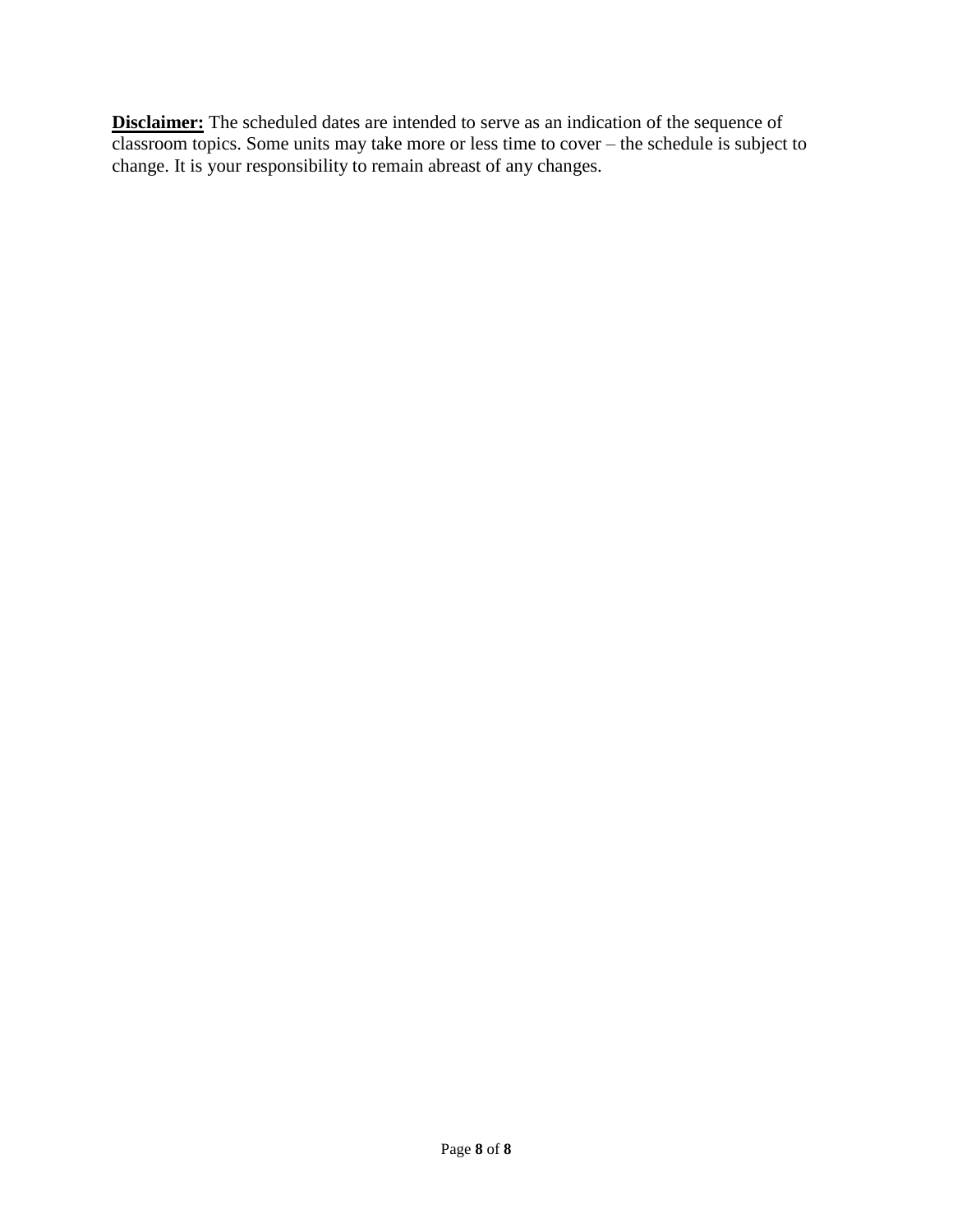**Disclaimer:** The scheduled dates are intended to serve as an indication of the sequence of classroom topics. Some units may take more or less time to cover – the schedule is subject to change. It is your responsibility to remain abreast of any changes.